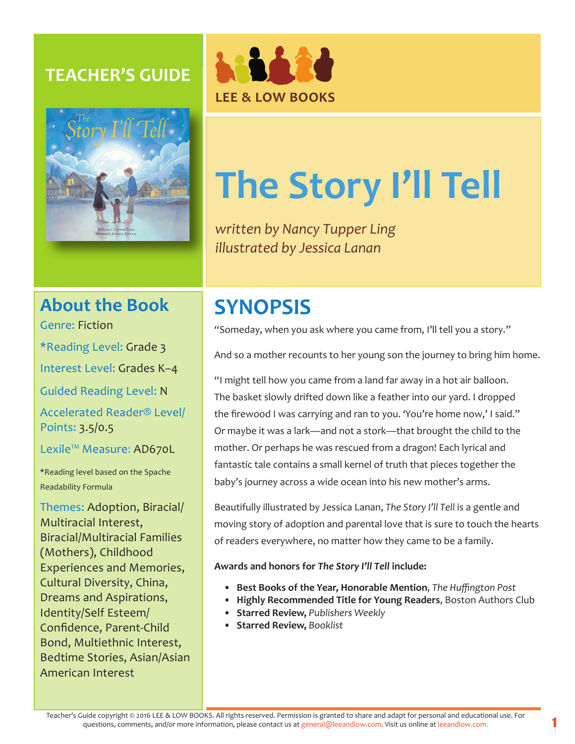## TEACHER'S GUIDE

LEE & LOW BOOKS

# The Story I'll Tell

*written by Nancy Tupper Ling*
*illustrated by Jessica Lanan*

## About the Book

Genre: Fiction

*Reading Level: Grade 3

Interest Level: Grades K–4

Guided Reading Level: N

Accelerated Reader® Level/ Points: 3.5/0.5

Lexile™ Measure: AD670L

*Reading level based on the Spache Readability Formula

Themes: Adoption, Biracial/ Multiracial Interest, Biracial/Multiracial Families (Mothers), Childhood Experiences and Memories, Cultural Diversity, China, Dreams and Aspirations, Identity/Self Esteem/ Confidence, Parent-Child Bond, Multiethnic Interest, Bedtime Stories, Asian/Asian American Interest

## SYNOPSIS

"Someday, when you ask where you came from, I'll tell you a story."

And so a mother recounts to her young son the journey to bring him home.

"I might tell how you came from a land far away in a hot air balloon. The basket slowly drifted down like a feather into our yard. I dropped the firewood I was carrying and ran to you. 'You're home now,' I said." Or maybe it was a lark—and not a stork—that brought the child to the mother. Or perhaps he was rescued from a dragon! Each lyrical and fantastic tale contains a small kernel of truth that pieces together the baby's journey across a wide ocean into his new mother's arms.

Beautifully illustrated by Jessica Lanan, *The Story I'll Tell* is a gentle and moving story of adoption and parental love that is sure to touch the hearts of readers everywhere, no matter how they came to be a family.

**Awards and honors for *The Story I'll Tell* include:**

- **Best Books of the Year, Honorable Mention**, *The Huffington Post*
- **Highly Recommended Title for Young Readers**, Boston Authors Club
- **Starred Review,** *Publishers Weekly*
- **Starred Review,** *Booklist*

Teacher's Guide copyright © 2016 LEE & LOW BOOKS. All rights reserved. Permission is granted to share and adapt for personal and educational use. For questions, comments, and/or more information, please contact us at general@leeandlow.com. Visit us online at leeandlow.com.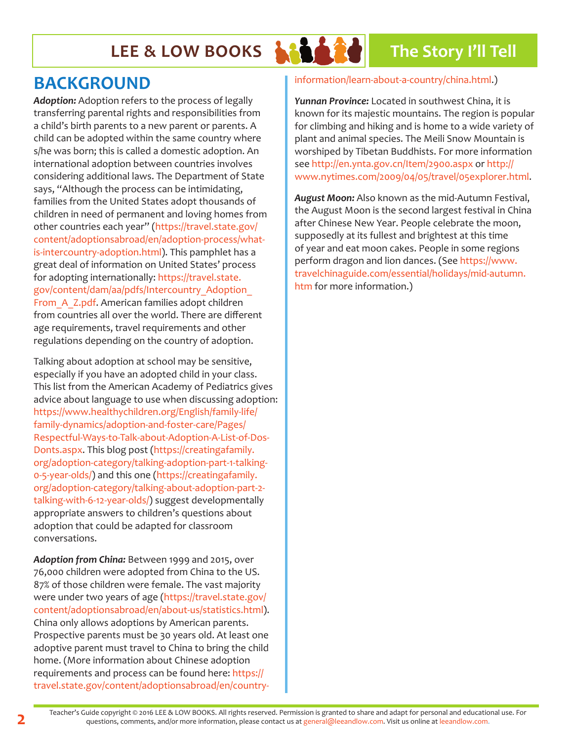## BACKGROUND

***Adoption:*** Adoption refers to the process of legally transferring parental rights and responsibilities from a child's birth parents to a new parent or parents. A child can be adopted within the same country where s/he was born; this is called a domestic adoption. An international adoption between countries involves considering additional laws. The Department of State says, "Although the process can be intimidating, families from the United States adopt thousands of children in need of permanent and loving homes from other countries each year" (https://travel.state.gov/content/adoptionsabroad/en/adoption-process/what-is-intercountry-adoption.html). This pamphlet has a great deal of information on United States' process for adopting internationally: https://travel.state.gov/content/dam/aa/pdfs/Intercountry_Adoption_From_A_Z.pdf. American families adopt children from countries all over the world. There are different age requirements, travel requirements and other regulations depending on the country of adoption.

Talking about adoption at school may be sensitive, especially if you have an adopted child in your class. This list from the American Academy of Pediatrics gives advice about language to use when discussing adoption: https://www.healthychildren.org/English/family-life/family-dynamics/adoption-and-foster-care/Pages/Respectful-Ways-to-Talk-about-Adoption-A-List-of-Dos-Donts.aspx. This blog post (https://creatingafamily.org/adoption-category/talking-adoption-part-1-talking-0-5-year-olds/) and this one (https://creatingafamily.org/adoption-category/talking-about-adoption-part-2-talking-with-6-12-year-olds/) suggest developmentally appropriate answers to children's questions about adoption that could be adapted for classroom conversations.

***Adoption from China:*** Between 1999 and 2015, over 76,000 children were adopted from China to the US. 87% of those children were female. The vast majority were under two years of age (https://travel.state.gov/content/adoptionsabroad/en/about-us/statistics.html). China only allows adoptions by American parents. Prospective parents must be 30 years old. At least one adoptive parent must travel to China to bring the child home. (More information about Chinese adoption requirements and process can be found here: https://travel.state.gov/content/adoptionsabroad/en/country-information/learn-about-a-country/china.html.)

***Yunnan Province:*** Located in southwest China, it is known for its majestic mountains. The region is popular for climbing and hiking and is home to a wide variety of plant and animal species. The Meili Snow Mountain is worshiped by Tibetan Buddhists. For more information see http://en.ynta.gov.cn/Item/2900.aspx or http://www.nytimes.com/2009/04/05/travel/05explorer.html.

***August Moon:*** Also known as the mid-Autumn Festival, the August Moon is the second largest festival in China after Chinese New Year. People celebrate the moon, supposedly at its fullest and brightest at this time of year and eat moon cakes. People in some regions perform dragon and lion dances. (See https://www.travelchinaguide.com/essential/holidays/mid-autumn.htm for more information.)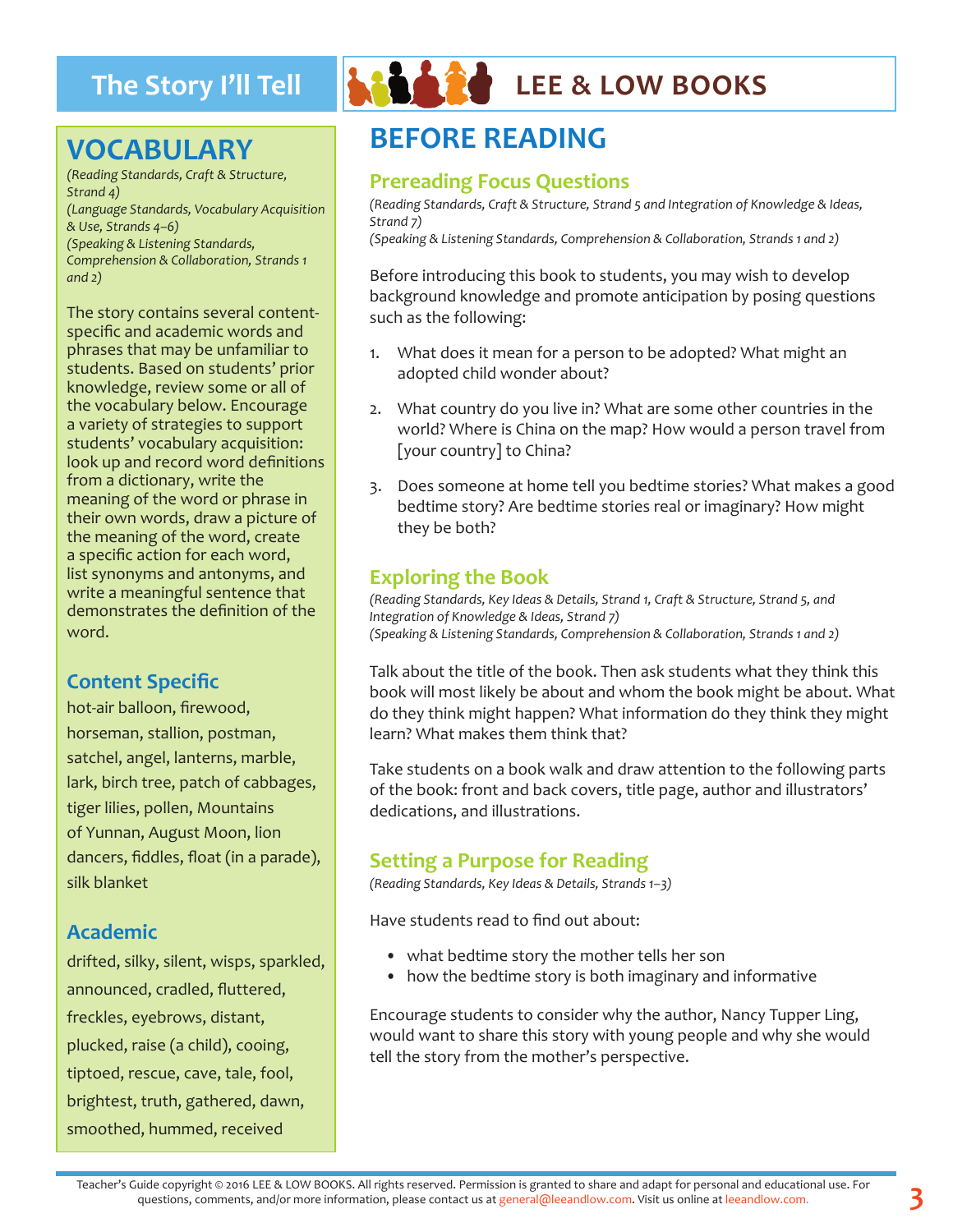# VOCABULARY

*(Reading Standards, Craft & Structure, Strand 4)*
*(Language Standards, Vocabulary Acquisition & Use, Strands 4–6)*
*(Speaking & Listening Standards, Comprehension & Collaboration, Strands 1 and 2)*

The story contains several content-specific and academic words and phrases that may be unfamiliar to students. Based on students' prior knowledge, review some or all of the vocabulary below. Encourage a variety of strategies to support students' vocabulary acquisition: look up and record word definitions from a dictionary, write the meaning of the word or phrase in their own words, draw a picture of the meaning of the word, create a specific action for each word, list synonyms and antonyms, and write a meaningful sentence that demonstrates the definition of the word.

### Content Specific

hot-air balloon, firewood, horseman, stallion, postman, satchel, angel, lanterns, marble, lark, birch tree, patch of cabbages, tiger lilies, pollen, Mountains of Yunnan, August Moon, lion dancers, fiddles, float (in a parade), silk blanket

### Academic

drifted, silky, silent, wisps, sparkled, announced, cradled, fluttered, freckles, eyebrows, distant, plucked, raise (a child), cooing, tiptoed, rescue, cave, tale, fool, brightest, truth, gathered, dawn, smoothed, hummed, received

# BEFORE READING

## Prereading Focus Questions

*(Reading Standards, Craft & Structure, Strand 5 and Integration of Knowledge & Ideas, Strand 7)*
*(Speaking & Listening Standards, Comprehension & Collaboration, Strands 1 and 2)*

Before introducing this book to students, you may wish to develop background knowledge and promote anticipation by posing questions such as the following:

1. What does it mean for a person to be adopted? What might an adopted child wonder about?
2. What country do you live in? What are some other countries in the world? Where is China on the map? How would a person travel from [your country] to China?
3. Does someone at home tell you bedtime stories? What makes a good bedtime story? Are bedtime stories real or imaginary? How might they be both?

## Exploring the Book

*(Reading Standards, Key Ideas & Details, Strand 1, Craft & Structure, Strand 5, and Integration of Knowledge & Ideas, Strand 7)*
*(Speaking & Listening Standards, Comprehension & Collaboration, Strands 1 and 2)*

Talk about the title of the book. Then ask students what they think this book will most likely be about and whom the book might be about. What do they think might happen? What information do they think they might learn? What makes them think that?

Take students on a book walk and draw attention to the following parts of the book: front and back covers, title page, author and illustrators' dedications, and illustrations.

## Setting a Purpose for Reading

*(Reading Standards, Key Ideas & Details, Strands 1–3)*

Have students read to find out about:

- what bedtime story the mother tells her son
- how the bedtime story is both imaginary and informative

Encourage students to consider why the author, Nancy Tupper Ling, would want to share this story with young people and why she would tell the story from the mother's perspective.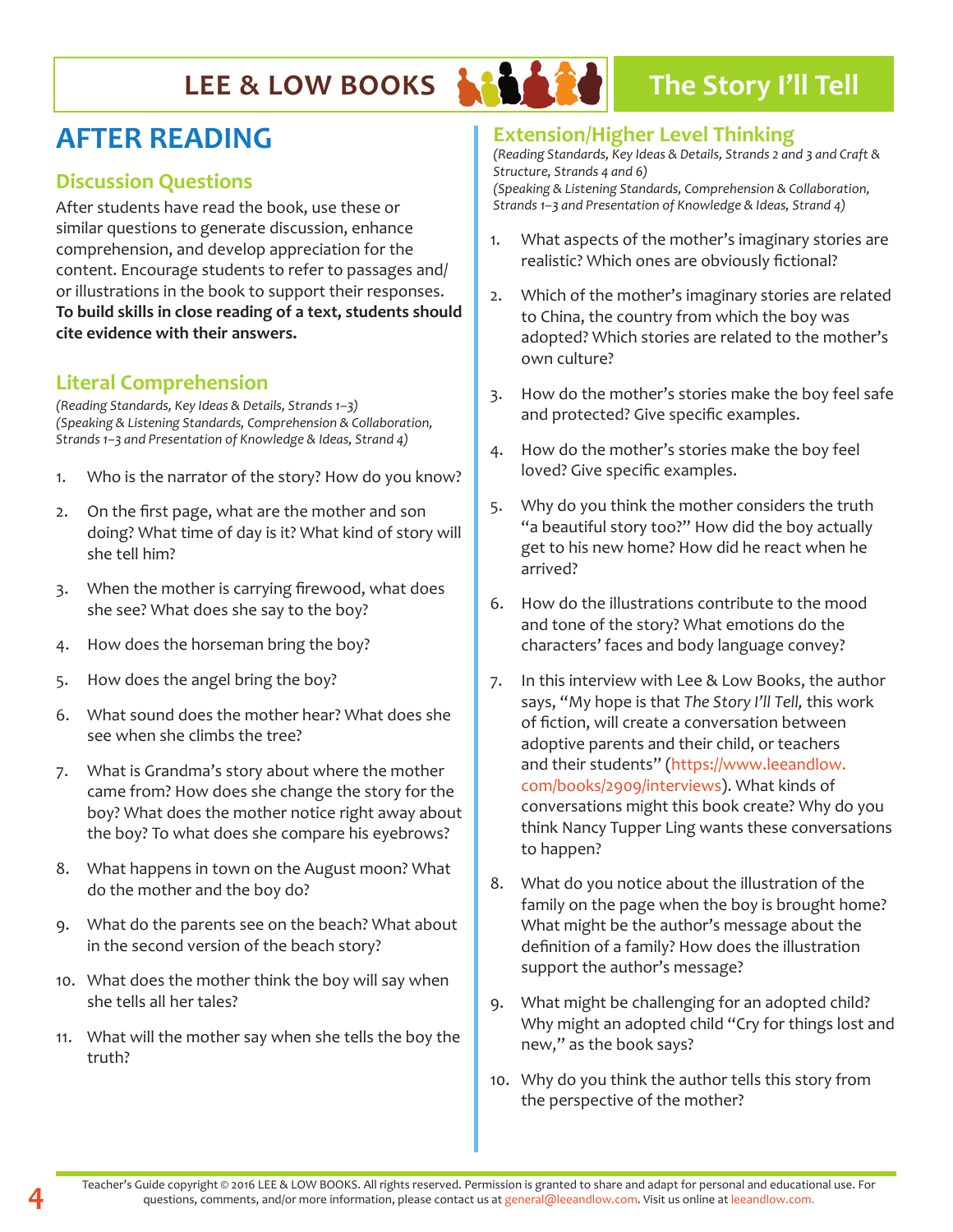# AFTER READING

## Discussion Questions

After students have read the book, use these or similar questions to generate discussion, enhance comprehension, and develop appreciation for the content. Encourage students to refer to passages and/or illustrations in the book to support their responses. **To build skills in close reading of a text, students should cite evidence with their answers.**

## Literal Comprehension

*(Reading Standards, Key Ideas & Details, Strands 1–3)*
*(Speaking & Listening Standards, Comprehension & Collaboration, Strands 1–3 and Presentation of Knowledge & Ideas, Strand 4)*

1. Who is the narrator of the story? How do you know?
2. On the first page, what are the mother and son doing? What time of day is it? What kind of story will she tell him?
3. When the mother is carrying firewood, what does she see? What does she say to the boy?
4. How does the horseman bring the boy?
5. How does the angel bring the boy?
6. What sound does the mother hear? What does she see when she climbs the tree?
7. What is Grandma's story about where the mother came from? How does she change the story for the boy? What does the mother notice right away about the boy? To what does she compare his eyebrows?
8. What happens in town on the August moon? What do the mother and the boy do?
9. What do the parents see on the beach? What about in the second version of the beach story?
10. What does the mother think the boy will say when she tells all her tales?
11. What will the mother say when she tells the boy the truth?

## Extension/Higher Level Thinking

*(Reading Standards, Key Ideas & Details, Strands 2 and 3 and Craft & Structure, Strands 4 and 6)*
*(Speaking & Listening Standards, Comprehension & Collaboration, Strands 1–3 and Presentation of Knowledge & Ideas, Strand 4)*

1. What aspects of the mother's imaginary stories are realistic? Which ones are obviously fictional?
2. Which of the mother's imaginary stories are related to China, the country from which the boy was adopted? Which stories are related to the mother's own culture?
3. How do the mother's stories make the boy feel safe and protected? Give specific examples.
4. How do the mother's stories make the boy feel loved? Give specific examples.
5. Why do you think the mother considers the truth "a beautiful story too?" How did the boy actually get to his new home? How did he react when he arrived?
6. How do the illustrations contribute to the mood and tone of the story? What emotions do the characters' faces and body language convey?
7. In this interview with Lee & Low Books, the author says, "My hope is that *The Story I'll Tell,* this work of fiction, will create a conversation between adoptive parents and their child, or teachers and their students" (https://www.leeandlow.com/books/2909/interviews). What kinds of conversations might this book create? Why do you think Nancy Tupper Ling wants these conversations to happen?
8. What do you notice about the illustration of the family on the page when the boy is brought home? What might be the author's message about the definition of a family? How does the illustration support the author's message?
9. What might be challenging for an adopted child? Why might an adopted child "Cry for things lost and new," as the book says?
10. Why do you think the author tells this story from the perspective of the mother?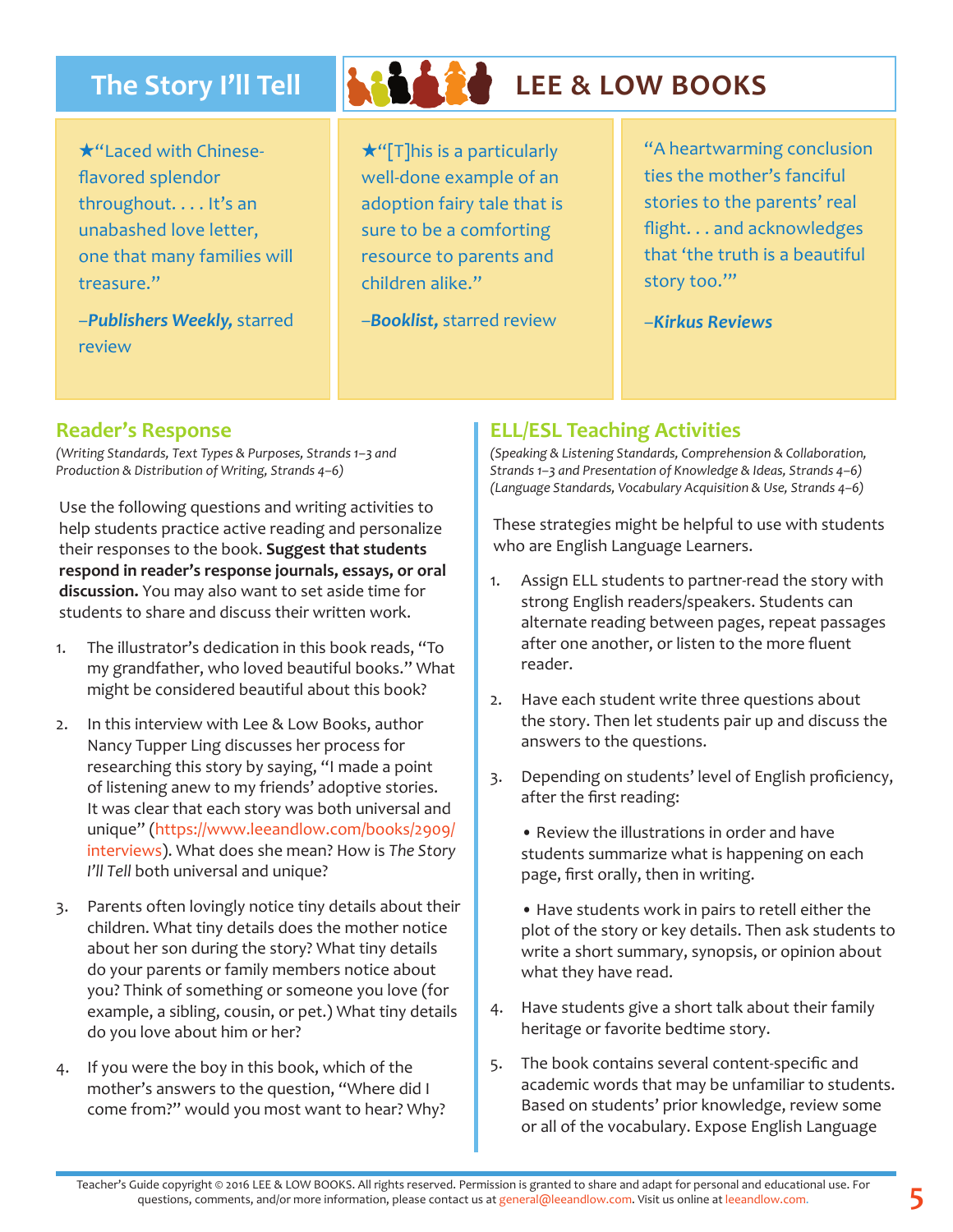★"Laced with Chinese-flavored splendor throughout. . . . It's an unabashed love letter, one that many families will treasure."

–***Publishers Weekly,*** starred review

★"[T]his is a particularly well-done example of an adoption fairy tale that is sure to be a comforting resource to parents and children alike."

–***Booklist,*** starred review

"A heartwarming conclusion ties the mother's fanciful stories to the parents' real flight. . . and acknowledges that 'the truth is a beautiful story too.'"

–***Kirkus Reviews***

## Reader's Response

*(Writing Standards, Text Types & Purposes, Strands 1–3 and Production & Distribution of Writing, Strands 4–6)*

Use the following questions and writing activities to help students practice active reading and personalize their responses to the book. **Suggest that students respond in reader's response journals, essays, or oral discussion.** You may also want to set aside time for students to share and discuss their written work.

1. The illustrator's dedication in this book reads, "To my grandfather, who loved beautiful books." What might be considered beautiful about this book?

2. In this interview with Lee & Low Books, author Nancy Tupper Ling discusses her process for researching this story by saying, "I made a point of listening anew to my friends' adoptive stories. It was clear that each story was both universal and unique" (https://www.leeandlow.com/books/2909/interviews). What does she mean? How is *The Story I'll Tell* both universal and unique?

3. Parents often lovingly notice tiny details about their children. What tiny details does the mother notice about her son during the story? What tiny details do your parents or family members notice about you? Think of something or someone you love (for example, a sibling, cousin, or pet.) What tiny details do you love about him or her?

4. If you were the boy in this book, which of the mother's answers to the question, "Where did I come from?" would you most want to hear? Why?

## ELL/ESL Teaching Activities

*(Speaking & Listening Standards, Comprehension & Collaboration, Strands 1–3 and Presentation of Knowledge & Ideas, Strands 4–6)*
*(Language Standards, Vocabulary Acquisition & Use, Strands 4–6)*

These strategies might be helpful to use with students who are English Language Learners.

1. Assign ELL students to partner-read the story with strong English readers/speakers. Students can alternate reading between pages, repeat passages after one another, or listen to the more fluent reader.

2. Have each student write three questions about the story. Then let students pair up and discuss the answers to the questions.

3. Depending on students' level of English proficiency, after the first reading:

   - Review the illustrations in order and have students summarize what is happening on each page, first orally, then in writing.

   - Have students work in pairs to retell either the plot of the story or key details. Then ask students to write a short summary, synopsis, or opinion about what they have read.

4. Have students give a short talk about their family heritage or favorite bedtime story.

5. The book contains several content-specific and academic words that may be unfamiliar to students. Based on students' prior knowledge, review some or all of the vocabulary. Expose English Language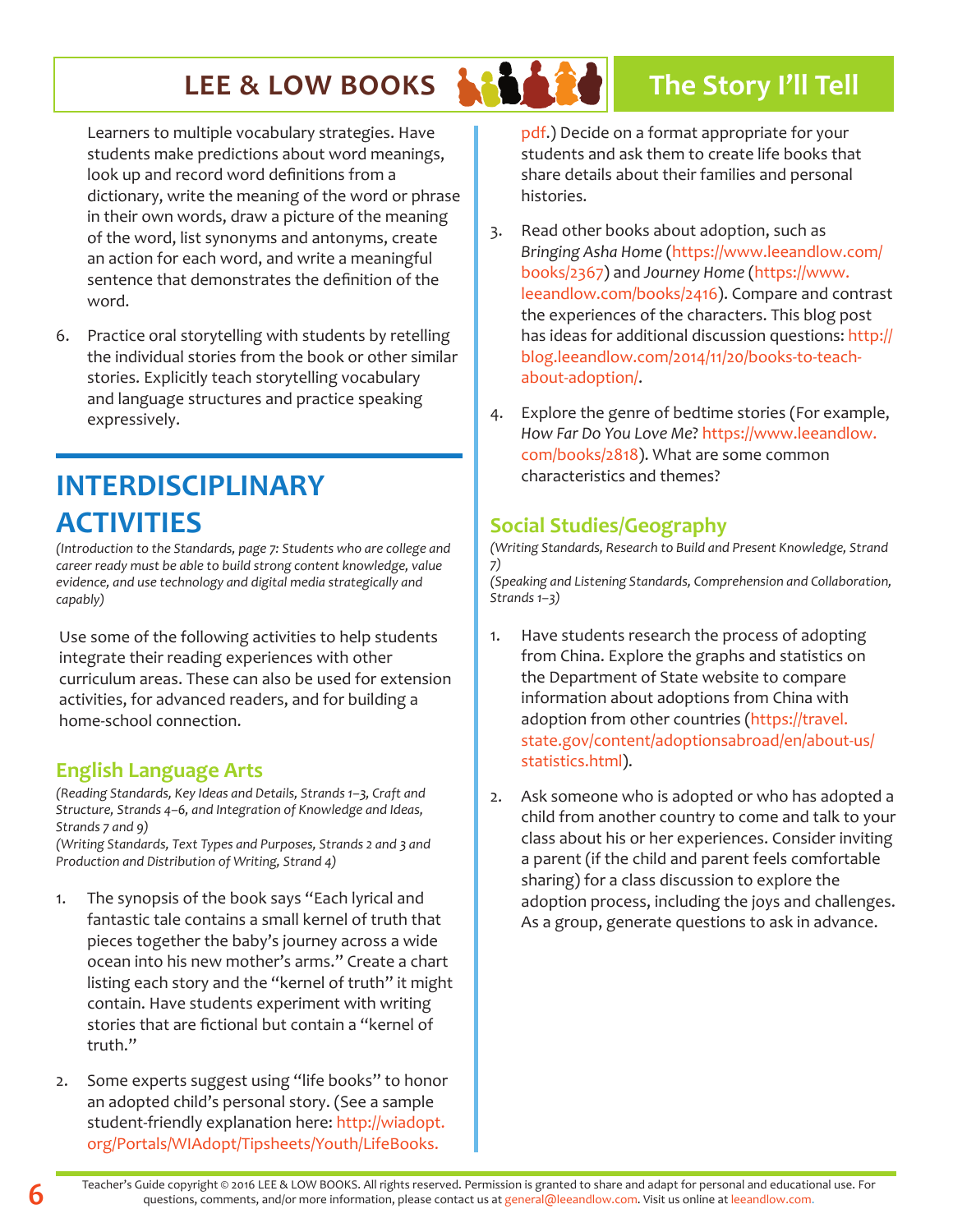Learners to multiple vocabulary strategies. Have students make predictions about word meanings, look up and record word definitions from a dictionary, write the meaning of the word or phrase in their own words, draw a picture of the meaning of the word, list synonyms and antonyms, create an action for each word, and write a meaningful sentence that demonstrates the definition of the word.

6. Practice oral storytelling with students by retelling the individual stories from the book or other similar stories. Explicitly teach storytelling vocabulary and language structures and practice speaking expressively.

## INTERDISCIPLINARY ACTIVITIES

*(Introduction to the Standards, page 7: Students who are college and career ready must be able to build strong content knowledge, value evidence, and use technology and digital media strategically and capably)*

Use some of the following activities to help students integrate their reading experiences with other curriculum areas. These can also be used for extension activities, for advanced readers, and for building a home-school connection.

### English Language Arts

*(Reading Standards, Key Ideas and Details, Strands 1–3, Craft and Structure, Strands 4–6, and Integration of Knowledge and Ideas, Strands 7 and 9)*
*(Writing Standards, Text Types and Purposes, Strands 2 and 3 and Production and Distribution of Writing, Strand 4)*

1. The synopsis of the book says "Each lyrical and fantastic tale contains a small kernel of truth that pieces together the baby's journey across a wide ocean into his new mother's arms." Create a chart listing each story and the "kernel of truth" it might contain. Have students experiment with writing stories that are fictional but contain a "kernel of truth."

2. Some experts suggest using "life books" to honor an adopted child's personal story. (See a sample student-friendly explanation here: http://wiadopt.org/Portals/WIAdopt/Tipsheets/Youth/LifeBooks.pdf.) Decide on a format appropriate for your students and ask them to create life books that share details about their families and personal histories.

3. Read other books about adoption, such as *Bringing Asha Home* (https://www.leeandlow.com/books/2367) and *Journey Home* (https://www.leeandlow.com/books/2416). Compare and contrast the experiences of the characters. This blog post has ideas for additional discussion questions: http://blog.leeandlow.com/2014/11/20/books-to-teach-about-adoption/.

4. Explore the genre of bedtime stories (For example, *How Far Do You Love Me*? https://www.leeandlow.com/books/2818). What are some common characteristics and themes?

### Social Studies/Geography

*(Writing Standards, Research to Build and Present Knowledge, Strand 7)*
*(Speaking and Listening Standards, Comprehension and Collaboration, Strands 1–3)*

1. Have students research the process of adopting from China. Explore the graphs and statistics on the Department of State website to compare information about adoptions from China with adoption from other countries (https://travel.state.gov/content/adoptionsabroad/en/about-us/statistics.html).

2. Ask someone who is adopted or who has adopted a child from another country to come and talk to your class about his or her experiences. Consider inviting a parent (if the child and parent feels comfortable sharing) for a class discussion to explore the adoption process, including the joys and challenges. As a group, generate questions to ask in advance.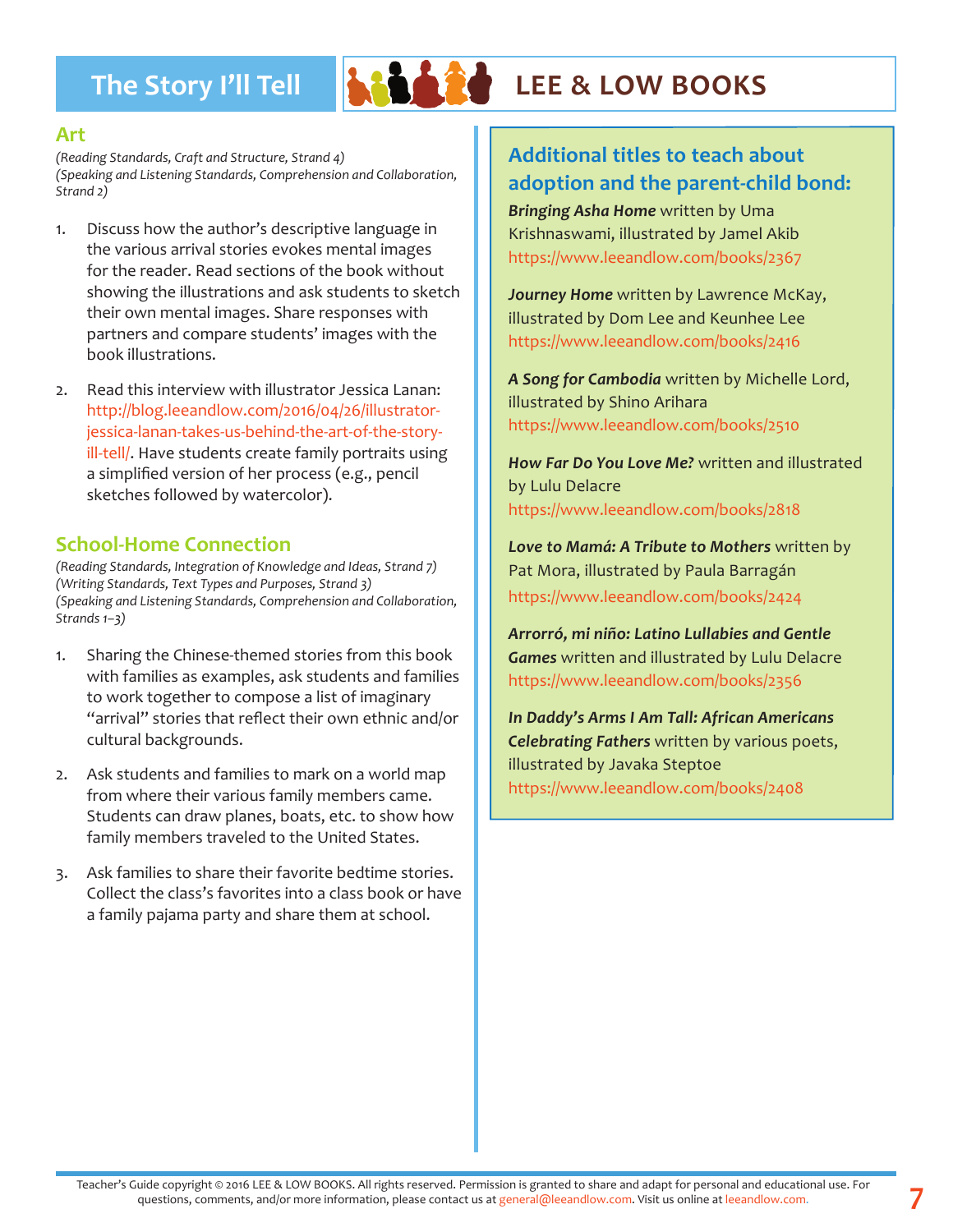## Art

*(Reading Standards, Craft and Structure, Strand 4)*
*(Speaking and Listening Standards, Comprehension and Collaboration, Strand 2)*

1. Discuss how the author's descriptive language in the various arrival stories evokes mental images for the reader. Read sections of the book without showing the illustrations and ask students to sketch their own mental images. Share responses with partners and compare students' images with the book illustrations.

2. Read this interview with illustrator Jessica Lanan: http://blog.leeandlow.com/2016/04/26/illustrator-jessica-lanan-takes-us-behind-the-art-of-the-story-ill-tell/. Have students create family portraits using a simplified version of her process (e.g., pencil sketches followed by watercolor).

## School-Home Connection

*(Reading Standards, Integration of Knowledge and Ideas, Strand 7)*
*(Writing Standards, Text Types and Purposes, Strand 3)*
*(Speaking and Listening Standards, Comprehension and Collaboration, Strands 1–3)*

1. Sharing the Chinese-themed stories from this book with families as examples, ask students and families to work together to compose a list of imaginary "arrival" stories that reflect their own ethnic and/or cultural backgrounds.

2. Ask students and families to mark on a world map from where their various family members came. Students can draw planes, boats, etc. to show how family members traveled to the United States.

3. Ask families to share their favorite bedtime stories. Collect the class's favorites into a class book or have a family pajama party and share them at school.

## Additional titles to teach about adoption and the parent-child bond:

***Bringing Asha Home*** written by Uma Krishnaswami, illustrated by Jamel Akib
https://www.leeandlow.com/books/2367

***Journey Home*** written by Lawrence McKay, illustrated by Dom Lee and Keunhee Lee
https://www.leeandlow.com/books/2416

***A Song for Cambodia*** written by Michelle Lord, illustrated by Shino Arihara
https://www.leeandlow.com/books/2510

***How Far Do You Love Me?*** written and illustrated by Lulu Delacre
https://www.leeandlow.com/books/2818

***Love to Mamá: A Tribute to Mothers*** written by Pat Mora, illustrated by Paula Barragán
https://www.leeandlow.com/books/2424

***Arrorró, mi niño: Latino Lullabies and Gentle Games*** written and illustrated by Lulu Delacre
https://www.leeandlow.com/books/2356

***In Daddy's Arms I Am Tall: African Americans Celebrating Fathers*** written by various poets, illustrated by Javaka Steptoe
https://www.leeandlow.com/books/2408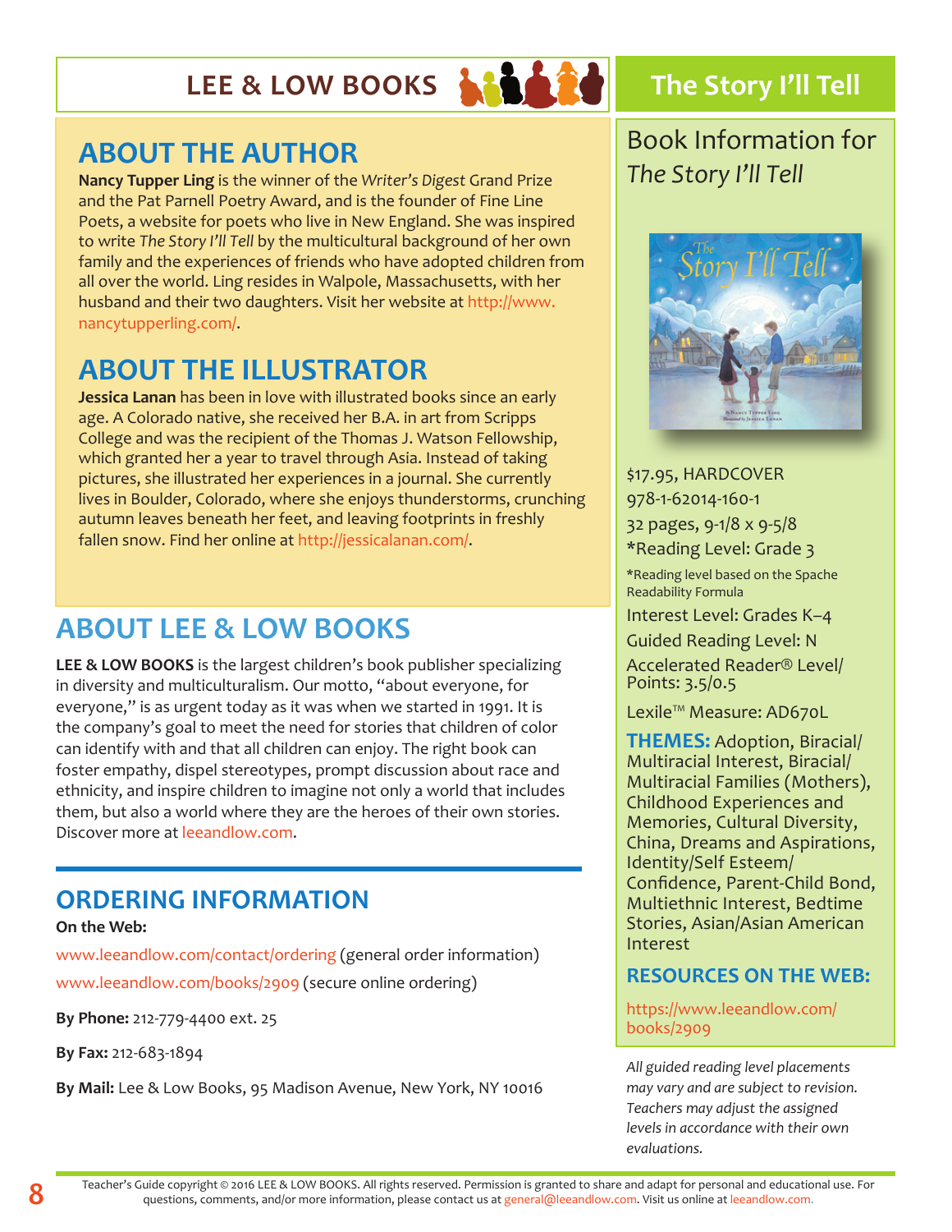# The Story I'll Tell

## ABOUT THE AUTHOR

**Nancy Tupper Ling** is the winner of the *Writer's Digest* Grand Prize and the Pat Parnell Poetry Award, and is the founder of Fine Line Poets, a website for poets who live in New England. She was inspired to write *The Story I'll Tell* by the multicultural background of her own family and the experiences of friends who have adopted children from all over the world. Ling resides in Walpole, Massachusetts, with her husband and their two daughters. Visit her website at http://www.nancytupperling.com/.

## ABOUT THE ILLUSTRATOR

**Jessica Lanan** has been in love with illustrated books since an early age. A Colorado native, she received her B.A. in art from Scripps College and was the recipient of the Thomas J. Watson Fellowship, which granted her a year to travel through Asia. Instead of taking pictures, she illustrated her experiences in a journal. She currently lives in Boulder, Colorado, where she enjoys thunderstorms, crunching autumn leaves beneath her feet, and leaving footprints in freshly fallen snow. Find her online at http://jessicalanan.com/.

## ABOUT LEE & LOW BOOKS

**LEE & LOW BOOKS** is the largest children's book publisher specializing in diversity and multiculturalism. Our motto, "about everyone, for everyone," is as urgent today as it was when we started in 1991. It is the company's goal to meet the need for stories that children of color can identify with and that all children can enjoy. The right book can foster empathy, dispel stereotypes, prompt discussion about race and ethnicity, and inspire children to imagine not only a world that includes them, but also a world where they are the heroes of their own stories. Discover more at leeandlow.com.

## ORDERING INFORMATION

**On the Web:**

www.leeandlow.com/contact/ordering (general order information)

www.leeandlow.com/books/2909 (secure online ordering)

**By Phone:** 212-779-4400 ext. 25

**By Fax:** 212-683-1894

**By Mail:** Lee & Low Books, 95 Madison Avenue, New York, NY 10016

## Book Information for *The Story I'll Tell*

$17.95, HARDCOVER

978-1-62014-160-1

32 pages, 9-1/8 x 9-5/8

*Reading Level: Grade 3

*Reading level based on the Spache Readability Formula

Interest Level: Grades K–4

Guided Reading Level: N

Accelerated Reader® Level/Points: 3.5/0.5

Lexile™ Measure: AD670L

**THEMES:** Adoption, Biracial/Multiracial Interest, Biracial/Multiracial Families (Mothers), Childhood Experiences and Memories, Cultural Diversity, China, Dreams and Aspirations, Identity/Self Esteem/Confidence, Parent-Child Bond, Multiethnic Interest, Bedtime Stories, Asian/Asian American Interest

**RESOURCES ON THE WEB:**

https://www.leeandlow.com/books/2909

*All guided reading level placements may vary and are subject to revision. Teachers may adjust the assigned levels in accordance with their own evaluations.*

Teacher's Guide copyright © 2016 LEE & LOW BOOKS. All rights reserved. Permission is granted to share and adapt for personal and educational use. For questions, comments, and/or more information, please contact us at general@leeandlow.com. Visit us online at leeandlow.com.